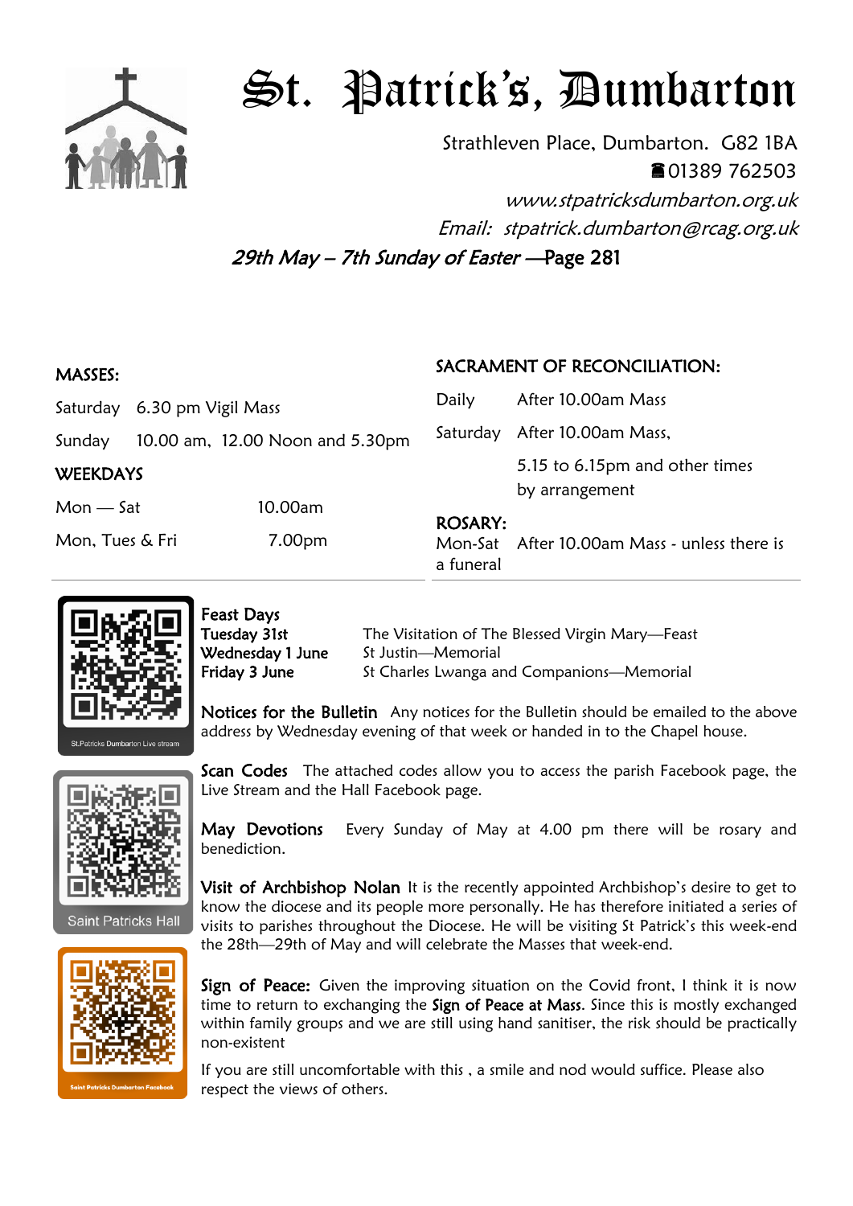# St. Patrick's, Dumbarton

Strathleven Place, Dumbarton. G82 1BA

☎01389 762503

*www.stpatricksdumbarton.org.uk*

*Email: stpatrick.dumbarton@rcag.org.uk*

*29th May – 7th Sunday of Easter* —Page 281

## MASSES:

| | |
|---|---|
| Saturday | 6.30 pm Vigil Mass |
| Sunday | 10.00 am, 12.00 Noon and 5.30pm |

## WEEKDAYS

| | |
|---|---|
| Mon — Sat | 10.00am |
| Mon, Tues & Fri | 7.00pm |

## SACRAMENT OF RECONCILIATION:

| | |
|---|---|
| Daily | After 10.00am Mass |
| Saturday | After 10.00am Mass, 5.15 to 6.15pm and other times by arrangement |

## ROSARY:

Mon-Sat After 10.00am Mass - unless there is a funeral

St.Patricks Dumbarton Live stream

Saint Patricks Hall

Saint Patricks Dumbarton Facebook

**Feast Days**

| | |
|---|---|
| **Tuesday 31st** | The Visitation of The Blessed Virgin Mary—Feast |
| **Wednesday 1 June** | St Justin—Memorial |
| **Friday 3 June** | St Charles Lwanga and Companions—Memorial |

**Notices for the Bulletin** Any notices for the Bulletin should be emailed to the above address by Wednesday evening of that week or handed in to the Chapel house.

**Scan Codes** The attached codes allow you to access the parish Facebook page, the Live Stream and the Hall Facebook page.

**May Devotions** Every Sunday of May at 4.00 pm there will be rosary and benediction.

**Visit of Archbishop Nolan** It is the recently appointed Archbishop's desire to get to know the diocese and its people more personally. He has therefore initiated a series of visits to parishes throughout the Diocese. He will be visiting St Patrick's this week-end the 28th—29th of May and will celebrate the Masses that week-end.

**Sign of Peace:** Given the improving situation on the Covid front, I think it is now time to return to exchanging the **Sign of Peace at Mass**. Since this is mostly exchanged within family groups and we are still using hand sanitiser, the risk should be practically non-existent

If you are still uncomfortable with this , a smile and nod would suffice. Please also respect the views of others.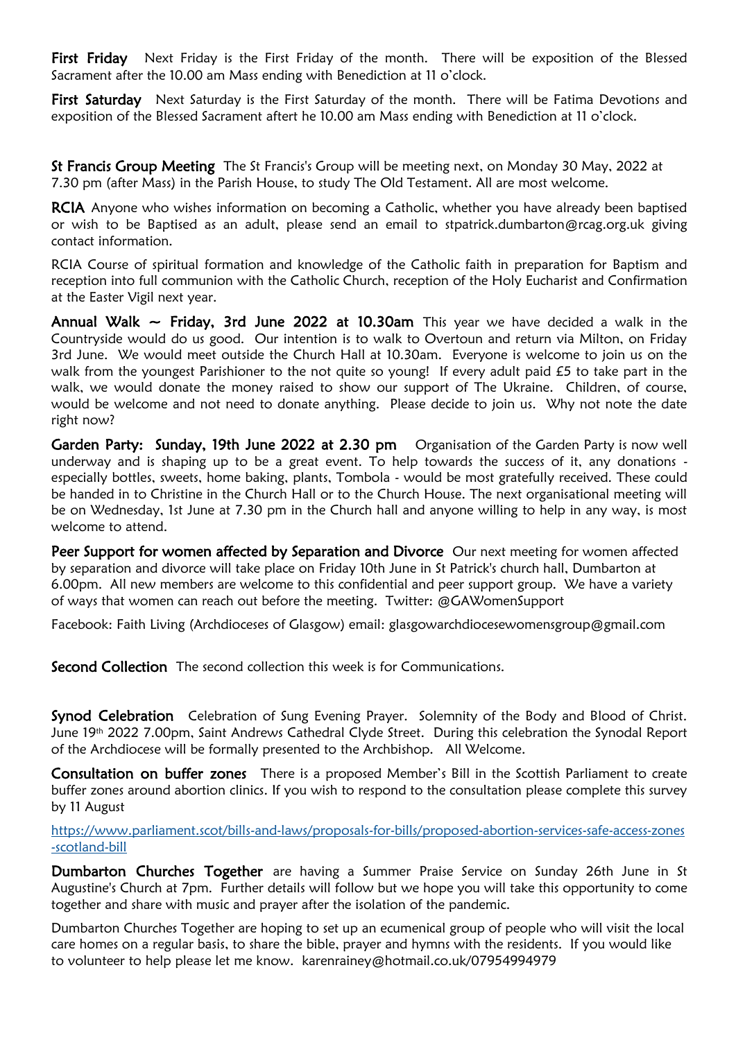**First Friday** Next Friday is the First Friday of the month. There will be exposition of the Blessed Sacrament after the 10.00 am Mass ending with Benediction at 11 o'clock.

**First Saturday** Next Saturday is the First Saturday of the month. There will be Fatima Devotions and exposition of the Blessed Sacrament aftert he 10.00 am Mass ending with Benediction at 11 o'clock.

**St Francis Group Meeting** The St Francis's Group will be meeting next, on Monday 30 May, 2022 at 7.30 pm (after Mass) in the Parish House, to study The Old Testament. All are most welcome.

**RCIA** Anyone who wishes information on becoming a Catholic, whether you have already been baptised or wish to be Baptised as an adult, please send an email to stpatrick.dumbarton@rcag.org.uk giving contact information.

RCIA Course of spiritual formation and knowledge of the Catholic faith in preparation for Baptism and reception into full communion with the Catholic Church, reception of the Holy Eucharist and Confirmation at the Easter Vigil next year.

**Annual Walk ~ Friday, 3rd June 2022 at 10.30am** This year we have decided a walk in the Countryside would do us good. Our intention is to walk to Overtoun and return via Milton, on Friday 3rd June. We would meet outside the Church Hall at 10.30am. Everyone is welcome to join us on the walk from the youngest Parishioner to the not quite so young! If every adult paid £5 to take part in the walk, we would donate the money raised to show our support of The Ukraine. Children, of course, would be welcome and not need to donate anything. Please decide to join us. Why not note the date right now?

**Garden Party: Sunday, 19th June 2022 at 2.30 pm** Organisation of the Garden Party is now well underway and is shaping up to be a great event. To help towards the success of it, any donations - especially bottles, sweets, home baking, plants, Tombola - would be most gratefully received. These could be handed in to Christine in the Church Hall or to the Church House. The next organisational meeting will be on Wednesday, 1st June at 7.30 pm in the Church hall and anyone willing to help in any way, is most welcome to attend.

**Peer Support for women affected by Separation and Divorce** Our next meeting for women affected by separation and divorce will take place on Friday 10th June in St Patrick's church hall, Dumbarton at 6.00pm. All new members are welcome to this confidential and peer support group. We have a variety of ways that women can reach out before the meeting. Twitter: @GAWomenSupport

Facebook: Faith Living (Archdioceses of Glasgow) email: glasgowarchdiocesewomensgroup@gmail.com

**Second Collection** The second collection this week is for Communications.

**Synod Celebration** Celebration of Sung Evening Prayer. Solemnity of the Body and Blood of Christ. June 19th 2022 7.00pm, Saint Andrews Cathedral Clyde Street. During this celebration the Synodal Report of the Archdiocese will be formally presented to the Archbishop. All Welcome.

**Consultation on buffer zones** There is a proposed Member's Bill in the Scottish Parliament to create buffer zones around abortion clinics. If you wish to respond to the consultation please complete this survey by 11 August

https://www.parliament.scot/bills-and-laws/proposals-for-bills/proposed-abortion-services-safe-access-zones-scotland-bill

**Dumbarton Churches Together** are having a Summer Praise Service on Sunday 26th June in St Augustine's Church at 7pm. Further details will follow but we hope you will take this opportunity to come together and share with music and prayer after the isolation of the pandemic.

Dumbarton Churches Together are hoping to set up an ecumenical group of people who will visit the local care homes on a regular basis, to share the bible, prayer and hymns with the residents. If you would like to volunteer to help please let me know. karenrainey@hotmail.co.uk/07954994979